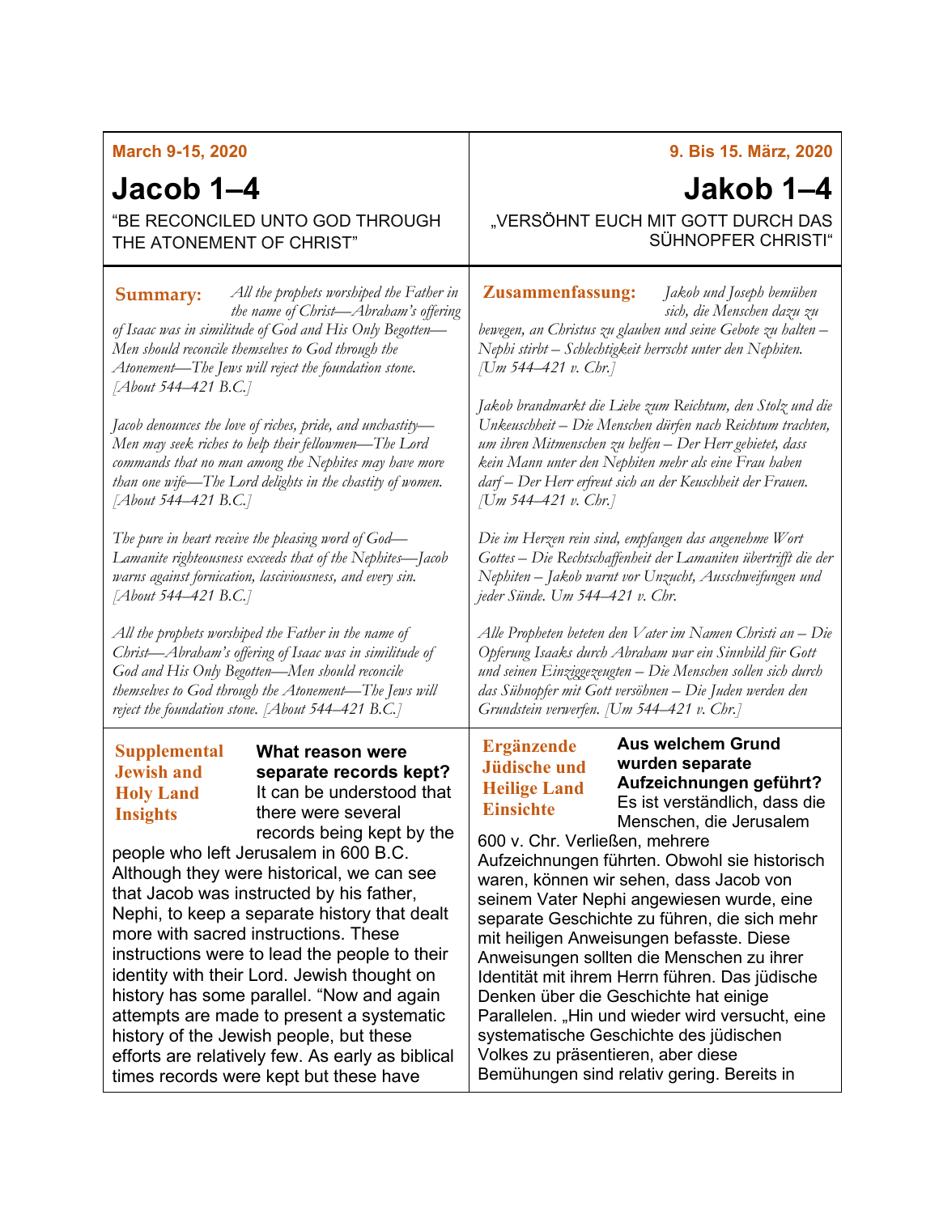March 9-15, 2020

# Jacob 1–4

"BE RECONCILED UNTO GOD THROUGH THE ATONEMENT OF CHRIST"

**Summary:** *All the prophets worshiped the Father in the name of Christ—Abraham's offering of Isaac was in similitude of God and His Only Begotten—Men should reconcile themselves to God through the Atonement—The Jews will reject the foundation stone. [About 544–421 B.C.]*

*Jacob denounces the love of riches, pride, and unchastity—Men may seek riches to help their fellowmen—The Lord commands that no man among the Nephites may have more than one wife—The Lord delights in the chastity of women. [About 544–421 B.C.]*

*The pure in heart receive the pleasing word of God—Lamanite righteousness exceeds that of the Nephites—Jacob warns against fornication, lasciviousness, and every sin. [About 544–421 B.C.]*

*All the prophets worshiped the Father in the name of Christ—Abraham's offering of Isaac was in similitude of God and His Only Begotten—Men should reconcile themselves to God through the Atonement—The Jews will reject the foundation stone. [About 544–421 B.C.]*

**Supplemental Jewish and Holy Land Insights**

**What reason were separate records kept?** It can be understood that there were several records being kept by the people who left Jerusalem in 600 B.C. Although they were historical, we can see that Jacob was instructed by his father, Nephi, to keep a separate history that dealt more with sacred instructions. These instructions were to lead the people to their identity with their Lord. Jewish thought on history has some parallel. "Now and again attempts are made to present a systematic history of the Jewish people, but these efforts are relatively few. As early as biblical times records were kept but these have

---

9. Bis 15. März, 2020

# Jakob 1–4

„VERSÖHNT EUCH MIT GOTT DURCH DAS SÜHNOPFER CHRISTI"

**Zusammenfassung:** *Jakob und Joseph bemühen sich, die Menschen dazu zu bewegen, an Christus zu glauben und seine Gebote zu halten – Nephi stirbt – Schlechtigkeit herrscht unter den Nephiten. [Um 544–421 v. Chr.]*

*Jakob brandmarkt die Liebe zum Reichtum, den Stolz und die Unkeuschheit – Die Menschen dürfen nach Reichtum trachten, um ihren Mitmenschen zu helfen – Der Herr gebietet, dass kein Mann unter den Nephiten mehr als eine Frau haben darf – Der Herr erfreut sich an der Keuschheit der Frauen. [Um 544–421 v. Chr.]*

*Die im Herzen rein sind, empfangen das angenehme Wort Gottes – Die Rechtschaffenheit der Lamaniten übertrifft die der Nephiten – Jakob warnt vor Unzucht, Ausschweifungen und jeder Sünde. Um 544–421 v. Chr.*

*Alle Propheten beteten den Vater im Namen Christi an – Die Opferung Isaaks durch Abraham war ein Sinnbild für Gott und seinen Einziggezeugten – Die Menschen sollen sich durch das Sühnopfer mit Gott versöhnen – Die Juden werden den Grundstein verwerfen. [Um 544–421 v. Chr.]*

**Ergänzende Jüdische und Heilige Land Einsichte**

**Aus welchem Grund wurden separate Aufzeichnungen geführt?** Es ist verständlich, dass die Menschen, die Jerusalem 600 v. Chr. Verließen, mehrere Aufzeichnungen führten. Obwohl sie historisch waren, können wir sehen, dass Jacob von seinem Vater Nephi angewiesen wurde, eine separate Geschichte zu führen, die sich mehr mit heiligen Anweisungen befasste. Diese Anweisungen sollten die Menschen zu ihrer Identität mit ihrem Herrn führen. Das jüdische Denken über die Geschichte hat einige Parallelen. „Hin und wieder wird versucht, eine systematische Geschichte des jüdischen Volkes zu präsentieren, aber diese Bemühungen sind relativ gering. Bereits in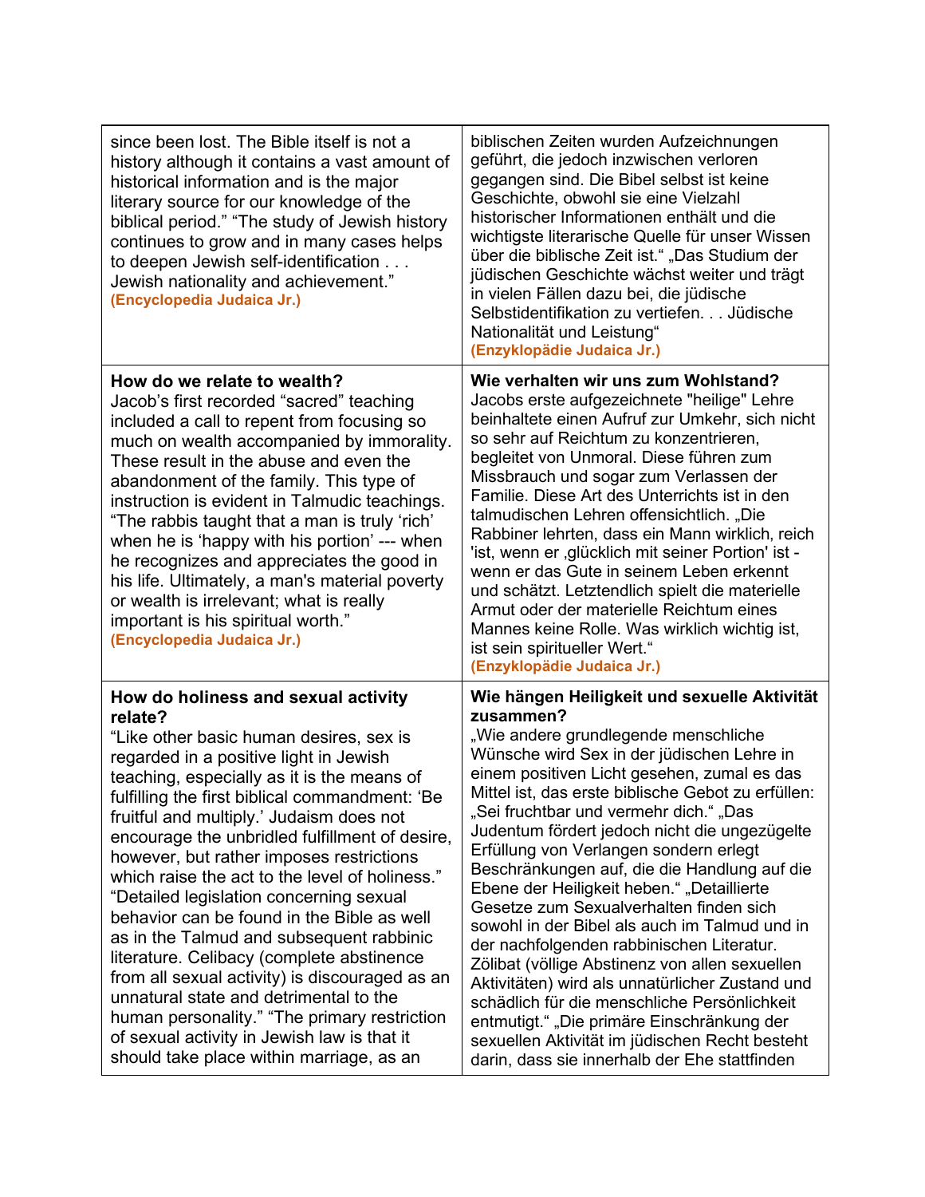| since been lost. The Bible itself is not a history although it contains a vast amount of historical information and is the major literary source for our knowledge of the biblical period." "The study of Jewish history continues to grow and in many cases helps to deepen Jewish self-identification . . . Jewish nationality and achievement." **(Encyclopedia Judaica Jr.)** | biblischen Zeiten wurden Aufzeichnungen geführt, die jedoch inzwischen verloren gegangen sind. Die Bibel selbst ist keine Geschichte, obwohl sie eine Vielzahl historischer Informationen enthält und die wichtigste literarische Quelle für unser Wissen über die biblische Zeit ist." „Das Studium der jüdischen Geschichte wächst weiter und trägt in vielen Fällen dazu bei, die jüdische Selbstidentifikation zu vertiefen. . . Jüdische Nationalität und Leistung" **(Enzyklopädie Judaica Jr.)** |
|---|---|
| **How do we relate to wealth?** Jacob's first recorded "sacred" teaching included a call to repent from focusing so much on wealth accompanied by immorality. These result in the abuse and even the abandonment of the family. This type of instruction is evident in Talmudic teachings. "The rabbis taught that a man is truly 'rich' when he is 'happy with his portion' --- when he recognizes and appreciates the good in his life. Ultimately, a man's material poverty or wealth is irrelevant; what is really important is his spiritual worth." **(Encyclopedia Judaica Jr.)** | **Wie verhalten wir uns zum Wohlstand?** Jacobs erste aufgezeichnete "heilige" Lehre beinhaltete einen Aufruf zur Umkehr, sich nicht so sehr auf Reichtum zu konzentrieren, begleitet von Unmoral. Diese führen zum Missbrauch und sogar zum Verlassen der Familie. Diese Art des Unterrichts ist in den talmudischen Lehren offensichtlich. „Die Rabbiner lehrten, dass ein Mann wirklich, reich 'ist, wenn er ‚glücklich mit seiner Portion' ist - wenn er das Gute in seinem Leben erkennt und schätzt. Letztendlich spielt die materielle Armut oder der materielle Reichtum eines Mannes keine Rolle. Was wirklich wichtig ist, ist sein spiritueller Wert." **(Enzyklopädie Judaica Jr.)** |
| **How do holiness and sexual activity relate?** "Like other basic human desires, sex is regarded in a positive light in Jewish teaching, especially as it is the means of fulfilling the first biblical commandment: 'Be fruitful and multiply.' Judaism does not encourage the unbridled fulfillment of desire, however, but rather imposes restrictions which raise the act to the level of holiness." "Detailed legislation concerning sexual behavior can be found in the Bible as well as in the Talmud and subsequent rabbinic literature. Celibacy (complete abstinence from all sexual activity) is discouraged as an unnatural state and detrimental to the human personality." "The primary restriction of sexual activity in Jewish law is that it should take place within marriage, as an | **Wie hängen Heiligkeit und sexuelle Aktivität zusammen?** „Wie andere grundlegende menschliche Wünsche wird Sex in der jüdischen Lehre in einem positiven Licht gesehen, zumal es das Mittel ist, das erste biblische Gebot zu erfüllen: „Sei fruchtbar und vermehr dich." „Das Judentum fördert jedoch nicht die ungezügelte Erfüllung von Verlangen sondern erlegt Beschränkungen auf, die die Handlung auf die Ebene der Heiligkeit heben." „Detaillierte Gesetze zum Sexualverhalten finden sich sowohl in der Bibel als auch im Talmud und in der nachfolgenden rabbinischen Literatur. Zölibat (völlige Abstinenz von allen sexuellen Aktivitäten) wird als unnatürlicher Zustand und schädlich für die menschliche Persönlichkeit entmutigt." „Die primäre Einschränkung der sexuellen Aktivität im jüdischen Recht besteht darin, dass sie innerhalb der Ehe stattfinden |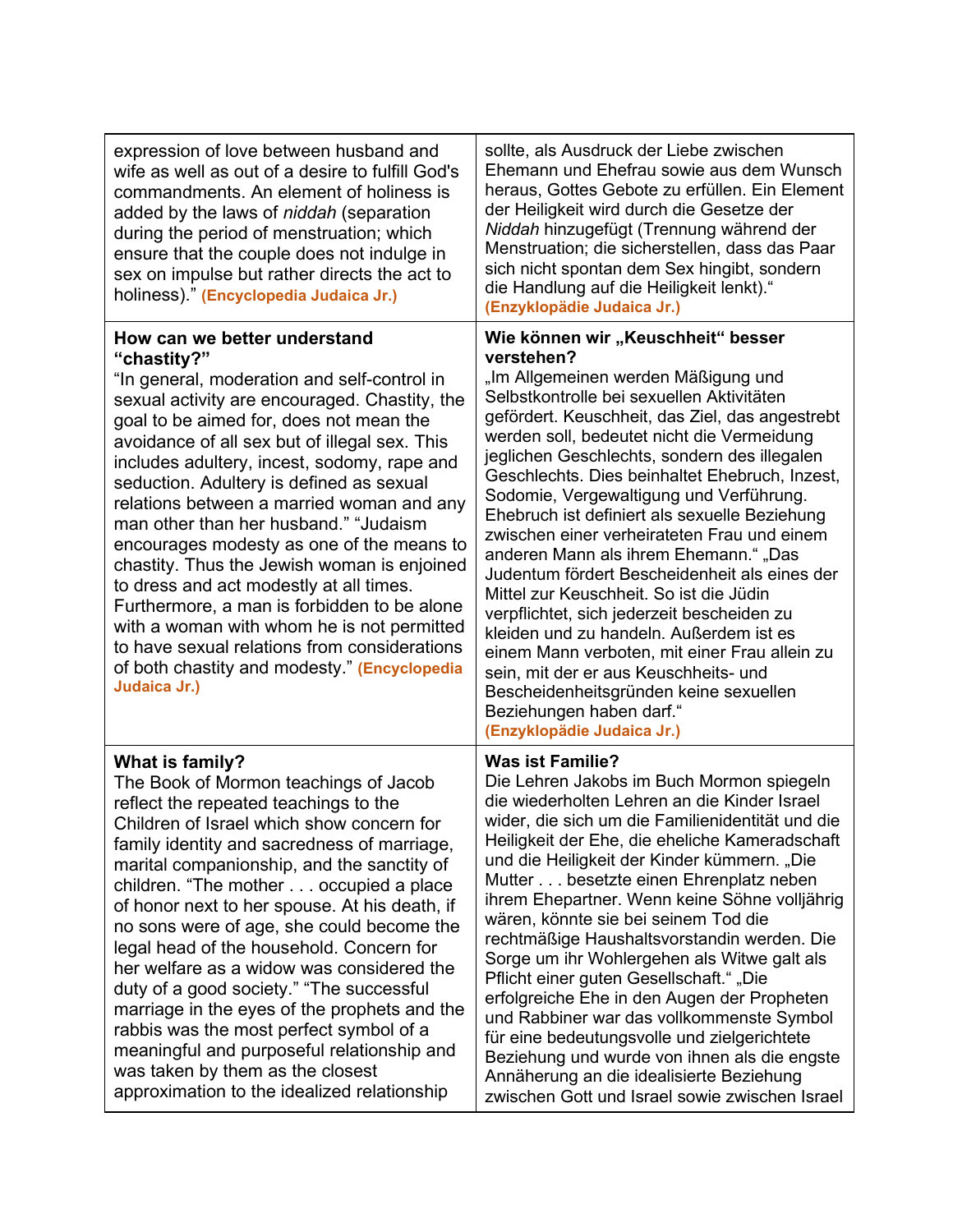| | |
|---|---|
| expression of love between husband and wife as well as out of a desire to fulfill God's commandments. An element of holiness is added by the laws of *niddah* (separation during the period of menstruation; which ensure that the couple does not indulge in sex on impulse but rather directs the act to holiness)." **(Encyclopedia Judaica Jr.)** | sollte, als Ausdruck der Liebe zwischen Ehemann und Ehefrau sowie aus dem Wunsch heraus, Gottes Gebote zu erfüllen. Ein Element der Heiligkeit wird durch die Gesetze der *Niddah* hinzugefügt (Trennung während der Menstruation; die sicherstellen, dass das Paar sich nicht spontan dem Sex hingibt, sondern die Handlung auf die Heiligkeit lenkt)." **(Enzyklopädie Judaica Jr.)** |
| **How can we better understand "chastity?"** "In general, moderation and self-control in sexual activity are encouraged. Chastity, the goal to be aimed for, does not mean the avoidance of all sex but of illegal sex. This includes adultery, incest, sodomy, rape and seduction. Adultery is defined as sexual relations between a married woman and any man other than her husband." "Judaism encourages modesty as one of the means to chastity. Thus the Jewish woman is enjoined to dress and act modestly at all times. Furthermore, a man is forbidden to be alone with a woman with whom he is not permitted to have sexual relations from considerations of both chastity and modesty." **(Encyclopedia Judaica Jr.)** | **Wie können wir „Keuschheit" besser verstehen?** „Im Allgemeinen werden Mäßigung und Selbstkontrolle bei sexuellen Aktivitäten gefördert. Keuschheit, das Ziel, das angestrebt werden soll, bedeutet nicht die Vermeidung jeglichen Geschlechts, sondern des illegalen Geschlechts. Dies beinhaltet Ehebruch, Inzest, Sodomie, Vergewaltigung und Verführung. Ehebruch ist definiert als sexuelle Beziehung zwischen einer verheirateten Frau und einem anderen Mann als ihrem Ehemann." „Das Judentum fördert Bescheidenheit als eines der Mittel zur Keuschheit. So ist die Jüdin verpflichtet, sich jederzeit bescheiden zu kleiden und zu handeln. Außerdem ist es einem Mann verboten, mit einer Frau allein zu sein, mit der er aus Keuschheits- und Bescheidenheitsgründen keine sexuellen Beziehungen haben darf." **(Enzyklopädie Judaica Jr.)** |
| **What is family?** The Book of Mormon teachings of Jacob reflect the repeated teachings to the Children of Israel which show concern for family identity and sacredness of marriage, marital companionship, and the sanctity of children. "The mother . . . occupied a place of honor next to her spouse. At his death, if no sons were of age, she could become the legal head of the household. Concern for her welfare as a widow was considered the duty of a good society." "The successful marriage in the eyes of the prophets and the rabbis was the most perfect symbol of a meaningful and purposeful relationship and was taken by them as the closest approximation to the idealized relationship | **Was ist Familie?** Die Lehren Jakobs im Buch Mormon spiegeln die wiederholten Lehren an die Kinder Israel wider, die sich um die Familienidentität und die Heiligkeit der Ehe, die eheliche Kameradschaft und die Heiligkeit der Kinder kümmern. „Die Mutter . . . besetzte einen Ehrenplatz neben ihrem Ehepartner. Wenn keine Söhne volljährig wären, könnte sie bei seinem Tod die rechtmäßige Haushaltsvorstandin werden. Die Sorge um ihr Wohlergehen als Witwe galt als Pflicht einer guten Gesellschaft." „Die erfolgreiche Ehe in den Augen der Propheten und Rabbiner war das vollkommenste Symbol für eine bedeutungsvolle und zielgerichtete Beziehung und wurde von ihnen als die engste Annäherung an die idealisierte Beziehung zwischen Gott und Israel sowie zwischen Israel |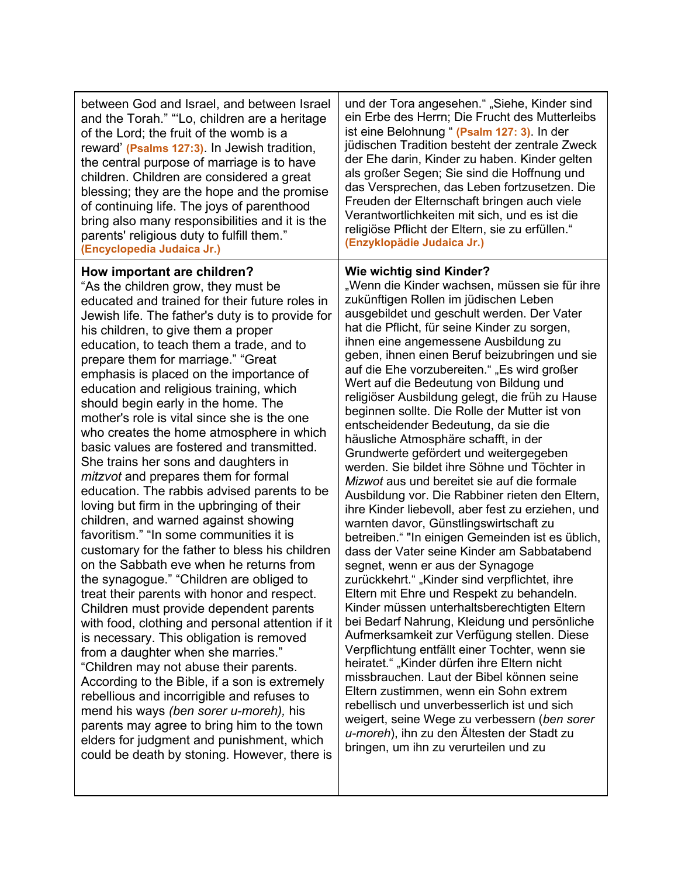| between God and Israel, and between Israel and the Torah." "'Lo, children are a heritage of the Lord; the fruit of the womb is a reward' **(Psalms 127:3)**. In Jewish tradition, the central purpose of marriage is to have children. Children are considered a great blessing; they are the hope and the promise of continuing life. The joys of parenthood bring also many responsibilities and it is the parents' religious duty to fulfill them." **(Encyclopedia Judaica Jr.)** | und der Tora angesehen." „Siehe, Kinder sind ein Erbe des Herrn; Die Frucht des Mutterleibs ist eine Belohnung " **(Psalm 127: 3)**. In der jüdischen Tradition besteht der zentrale Zweck der Ehe darin, Kinder zu haben. Kinder gelten als großer Segen; Sie sind die Hoffnung und das Versprechen, das Leben fortzusetzen. Die Freuden der Elternschaft bringen auch viele Verantwortlichkeiten mit sich, und es ist die religiöse Pflicht der Eltern, sie zu erfüllen." **(Enzyklopädie Judaica Jr.)** |
|---|---|
| **How important are children?** "As the children grow, they must be educated and trained for their future roles in Jewish life. The father's duty is to provide for his children, to give them a proper education, to teach them a trade, and to prepare them for marriage." "Great emphasis is placed on the importance of education and religious training, which should begin early in the home. The mother's role is vital since she is the one who creates the home atmosphere in which basic values are fostered and transmitted. She trains her sons and daughters in *mitzvot* and prepares them for formal education. The rabbis advised parents to be loving but firm in the upbringing of their children, and warned against showing favoritism." "In some communities it is customary for the father to bless his children on the Sabbath eve when he returns from the synagogue." "Children are obliged to treat their parents with honor and respect. Children must provide dependent parents with food, clothing and personal attention if it is necessary. This obligation is removed from a daughter when she marries." "Children may not abuse their parents. According to the Bible, if a son is extremely rebellious and incorrigible and refuses to mend his ways *(ben sorer u-moreh),* his parents may agree to bring him to the town elders for judgment and punishment, which could be death by stoning. However, there is | **Wie wichtig sind Kinder?** „Wenn die Kinder wachsen, müssen sie für ihre zukünftigen Rollen im jüdischen Leben ausgebildet und geschult werden. Der Vater hat die Pflicht, für seine Kinder zu sorgen, ihnen eine angemessene Ausbildung zu geben, ihnen einen Beruf beizubringen und sie auf die Ehe vorzubereiten." „Es wird großer Wert auf die Bedeutung von Bildung und religiöser Ausbildung gelegt, die früh zu Hause beginnen sollte. Die Rolle der Mutter ist von entscheidender Bedeutung, da sie die häusliche Atmosphäre schafft, in der Grundwerte gefördert und weitergegeben werden. Sie bildet ihre Söhne und Töchter in *Mizwot* aus und bereitet sie auf die formale Ausbildung vor. Die Rabbiner rieten den Eltern, ihre Kinder liebevoll, aber fest zu erziehen, und warnten davor, Günstlingswirtschaft zu betreiben." "In einigen Gemeinden ist es üblich, dass der Vater seine Kinder am Sabbatabend segnet, wenn er aus der Synagoge zurückkehrt." „Kinder sind verpflichtet, ihre Eltern mit Ehre und Respekt zu behandeln. Kinder müssen unterhaltsberechtigten Eltern bei Bedarf Nahrung, Kleidung und persönliche Aufmerksamkeit zur Verfügung stellen. Diese Verpflichtung entfällt einer Tochter, wenn sie heiratet." „Kinder dürfen ihre Eltern nicht missbrauchen. Laut der Bibel können seine Eltern zustimmen, wenn ein Sohn extrem rebellisch und unverbesserlich ist und sich weigert, seine Wege zu verbessern (*ben sorer u-moreh*), ihn zu den Ältesten der Stadt zu bringen, um ihn zu verurteilen und zu |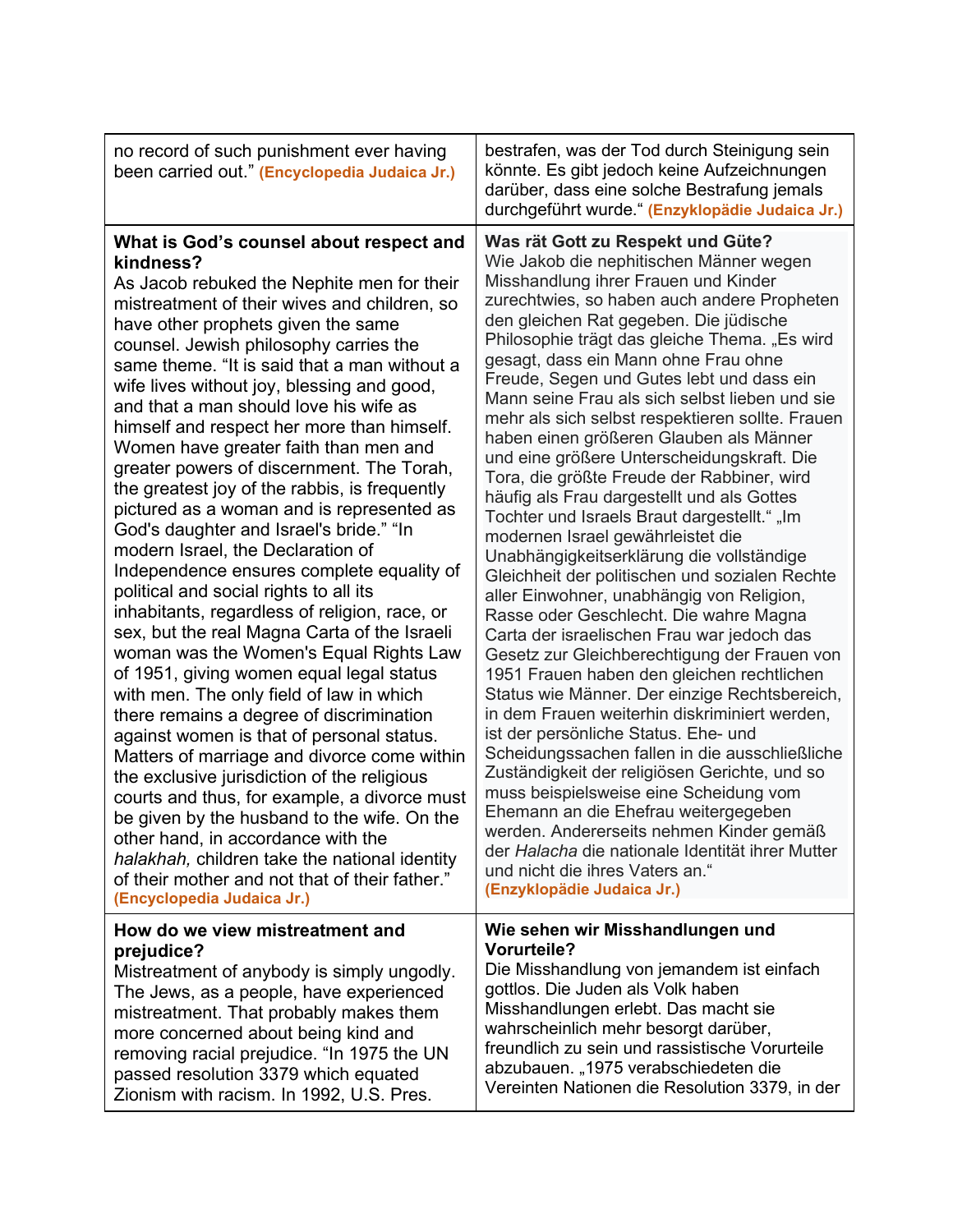| | |
|---|---|
| no record of such punishment ever having been carried out." **(Encyclopedia Judaica Jr.)** | bestrafen, was der Tod durch Steinigung sein könnte. Es gibt jedoch keine Aufzeichnungen darüber, dass eine solche Bestrafung jemals durchgeführt wurde.“ **(Enzyklopädie Judaica Jr.)** |
| **What is God's counsel about respect and kindness?** As Jacob rebuked the Nephite men for their mistreatment of their wives and children, so have other prophets given the same counsel. Jewish philosophy carries the same theme. "It is said that a man without a wife lives without joy, blessing and good, and that a man should love his wife as himself and respect her more than himself. Women have greater faith than men and greater powers of discernment. The Torah, the greatest joy of the rabbis, is frequently pictured as a woman and is represented as God's daughter and Israel's bride." "In modern Israel, the Declaration of Independence ensures complete equality of political and social rights to all its inhabitants, regardless of religion, race, or sex, but the real Magna Carta of the Israeli woman was the Women's Equal Rights Law of 1951, giving women equal legal status with men. The only field of law in which there remains a degree of discrimination against women is that of personal status. Matters of marriage and divorce come within the exclusive jurisdiction of the religious courts and thus, for example, a divorce must be given by the husband to the wife. On the other hand, in accordance with the *halakhah,* children take the national identity of their mother and not that of their father." **(Encyclopedia Judaica Jr.)** | **Was rät Gott zu Respekt und Güte?** Wie Jakob die nephitischen Männer wegen Misshandlung ihrer Frauen und Kinder zurechtwies, so haben auch andere Propheten den gleichen Rat gegeben. Die jüdische Philosophie trägt das gleiche Thema. „Es wird gesagt, dass ein Mann ohne Frau ohne Freude, Segen und Gutes lebt und dass ein Mann seine Frau als sich selbst lieben und sie mehr als sich selbst respektieren sollte. Frauen haben einen größeren Glauben als Männer und eine größere Unterscheidungskraft. Die Tora, die größte Freude der Rabbiner, wird häufig als Frau dargestellt und als Gottes Tochter und Israels Braut dargestellt.“ „Im modernen Israel gewährleistet die Unabhängigkeitserklärung die vollständige Gleichheit der politischen und sozialen Rechte aller Einwohner, unabhängig von Religion, Rasse oder Geschlecht. Die wahre Magna Carta der israelischen Frau war jedoch das Gesetz zur Gleichberechtigung der Frauen von 1951 Frauen haben den gleichen rechtlichen Status wie Männer. Der einzige Rechtsbereich, in dem Frauen weiterhin diskriminiert werden, ist der persönliche Status. Ehe- und Scheidungssachen fallen in die ausschließliche Zuständigkeit der religiösen Gerichte, und so muss beispielsweise eine Scheidung vom Ehemann an die Ehefrau weitergegeben werden. Andererseits nehmen Kinder gemäß der *Halacha* die nationale Identität ihrer Mutter und nicht die ihres Vaters an.“ **(Enzyklopädie Judaica Jr.)** |
| **How do we view mistreatment and prejudice?** Mistreatment of anybody is simply ungodly. The Jews, as a people, have experienced mistreatment. That probably makes them more concerned about being kind and removing racial prejudice. "In 1975 the UN passed resolution 3379 which equated Zionism with racism. In 1992, U.S. Pres. | **Wie sehen wir Misshandlungen und Vorurteile?** Die Misshandlung von jemandem ist einfach gottlos. Die Juden als Volk haben Misshandlungen erlebt. Das macht sie wahrscheinlich mehr besorgt darüber, freundlich zu sein und rassistische Vorurteile abzubauen. „1975 verabschiedeten die Vereinten Nationen die Resolution 3379, in der |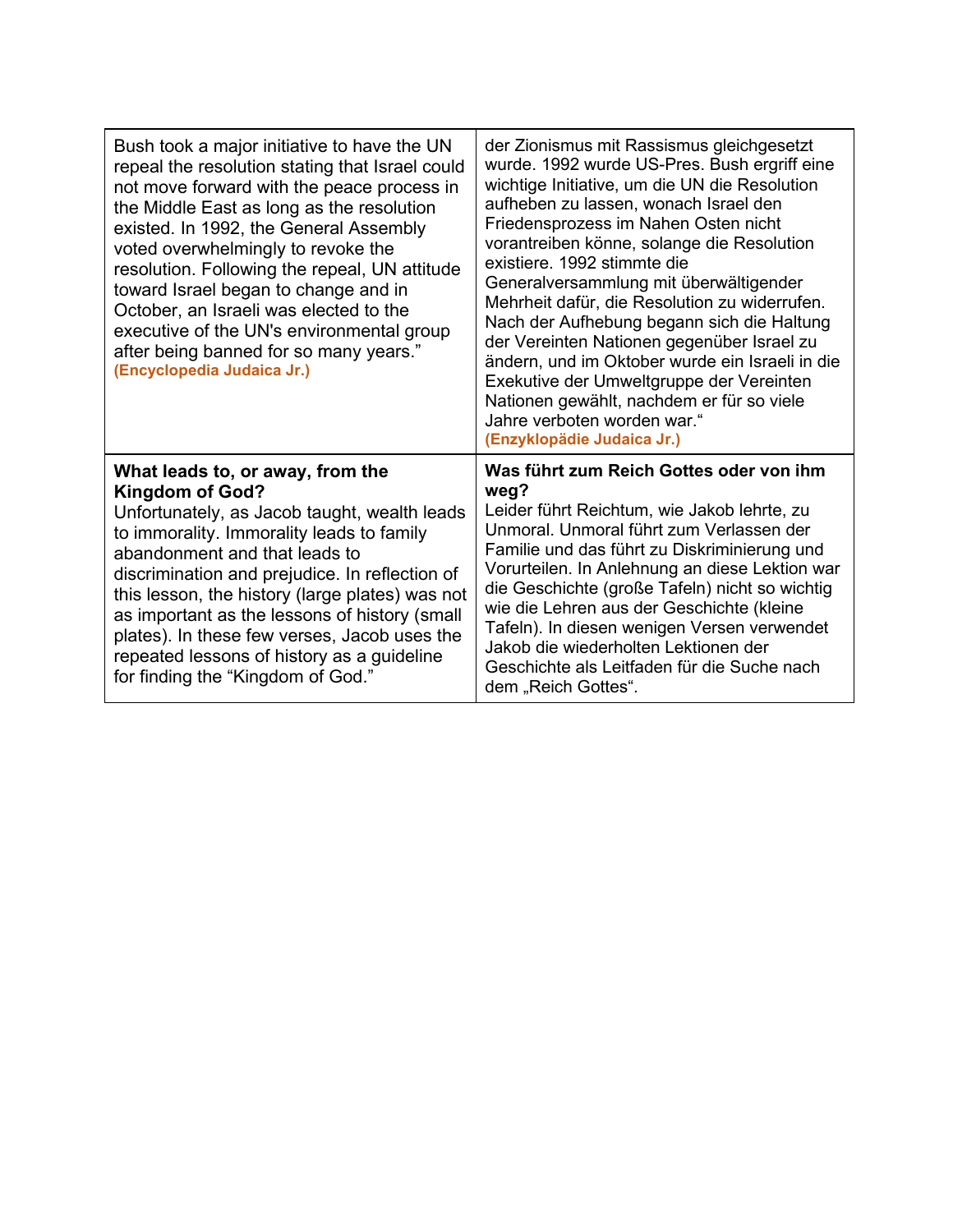| | |
|---|---|
| Bush took a major initiative to have the UN repeal the resolution stating that Israel could not move forward with the peace process in the Middle East as long as the resolution existed. In 1992, the General Assembly voted overwhelmingly to revoke the resolution. Following the repeal, UN attitude toward Israel began to change and in October, an Israeli was elected to the executive of the UN's environmental group after being banned for so many years." **(Encyclopedia Judaica Jr.)** | der Zionismus mit Rassismus gleichgesetzt wurde. 1992 wurde US-Pres. Bush ergriff eine wichtige Initiative, um die UN die Resolution aufheben zu lassen, wonach Israel den Friedensprozess im Nahen Osten nicht vorantreiben könne, solange die Resolution existiere. 1992 stimmte die Generalversammlung mit überwältigender Mehrheit dafür, die Resolution zu widerrufen. Nach der Aufhebung begann sich die Haltung der Vereinten Nationen gegenüber Israel zu ändern, und im Oktober wurde ein Israeli in die Exekutive der Umweltgruppe der Vereinten Nationen gewählt, nachdem er für so viele Jahre verboten worden war." **(Enzyklopädie Judaica Jr.)** |
| **What leads to, or away, from the Kingdom of God?** Unfortunately, as Jacob taught, wealth leads to immorality. Immorality leads to family abandonment and that leads to discrimination and prejudice. In reflection of this lesson, the history (large plates) was not as important as the lessons of history (small plates). In these few verses, Jacob uses the repeated lessons of history as a guideline for finding the "Kingdom of God." | **Was führt zum Reich Gottes oder von ihm weg?** Leider führt Reichtum, wie Jakob lehrte, zu Unmoral. Unmoral führt zum Verlassen der Familie und das führt zu Diskriminierung und Vorurteilen. In Anlehnung an diese Lektion war die Geschichte (große Tafeln) nicht so wichtig wie die Lehren aus der Geschichte (kleine Tafeln). In diesen wenigen Versen verwendet Jakob die wiederholten Lektionen der Geschichte als Leitfaden für die Suche nach dem „Reich Gottes". |